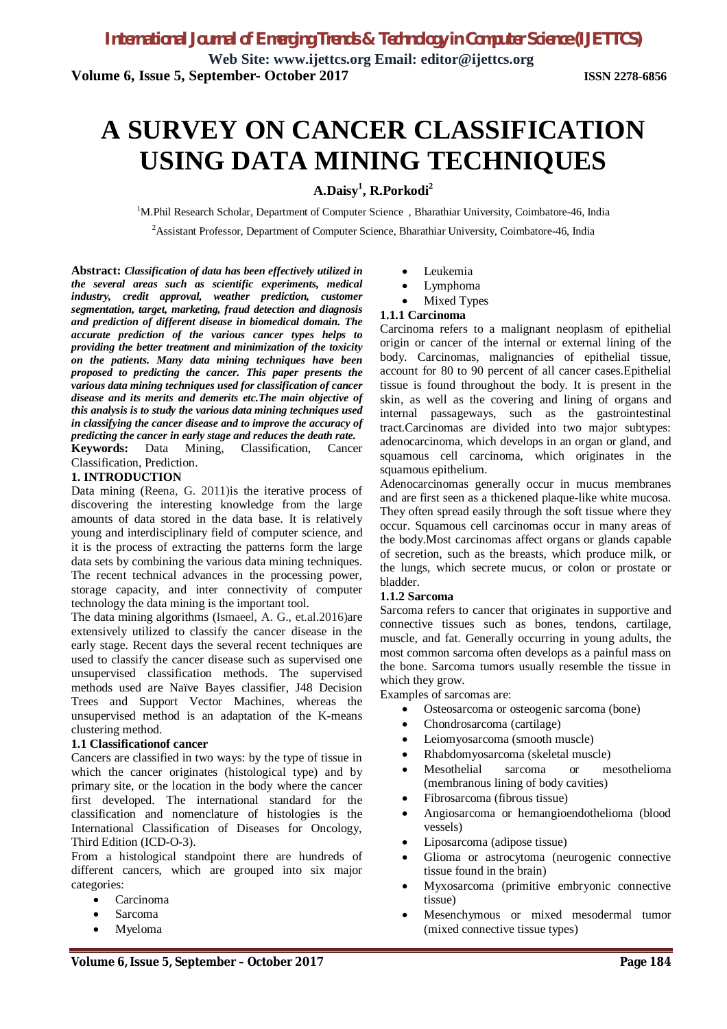# A SURVEY ON CANCER CLASSIFICATION USING DATA MINING TECHNIQUES

**A.Daisy[1], R.Porkodi[2]**

[1]M.Phil Research Scholar, Department of Computer Science , Bharathiar University, Coimbatore-46, India

[2]Assistant Professor, Department of Computer Science, Bharathiar University, Coimbatore-46, India

**Abstract:** ***Classification of data has been effectively utilized in the several areas such as scientific experiments, medical industry, credit approval, weather prediction, customer segmentation, target, marketing, fraud detection and diagnosis and prediction of different disease in biomedical domain. The accurate prediction of the various cancer types helps to providing the better treatment and minimization of the toxicity on the patients. Many data mining techniques have been proposed to predicting the cancer. This paper presents the various data mining techniques used for classification of cancer disease and its merits and demerits etc.The main objective of this analysis is to study the various data mining techniques used in classifying the cancer disease and to improve the accuracy of predicting the cancer in early stage and reduces the death rate.***

**Keywords:** Data Mining, Classification, Cancer Classification, Prediction.

## 1. INTRODUCTION

Data mining (Reena, G. 2011)is the iterative process of discovering the interesting knowledge from the large amounts of data stored in the data base. It is relatively young and interdisciplinary field of computer science, and it is the process of extracting the patterns form the large data sets by combining the various data mining techniques. The recent technical advances in the processing power, storage capacity, and inter connectivity of computer technology the data mining is the important tool.

The data mining algorithms (Ismaeel, A. G., et.al.2016)are extensively utilized to classify the cancer disease in the early stage. Recent days the several recent techniques are used to classify the cancer disease such as supervised one unsupervised classification methods. The supervised methods used are Naïve Bayes classifier, J48 Decision Trees and Support Vector Machines, whereas the unsupervised method is an adaptation of the K-means clustering method.

### 1.1 Classificationof cancer

Cancers are classified in two ways: by the type of tissue in which the cancer originates (histological type) and by primary site, or the location in the body where the cancer first developed. The international standard for the classification and nomenclature of histologies is the International Classification of Diseases for Oncology, Third Edition (ICD-O-3).

From a histological standpoint there are hundreds of different cancers, which are grouped into six major categories:

- Carcinoma
- Sarcoma
- Myeloma
- Leukemia
- Lymphoma
- Mixed Types

#### 1.1.1 Carcinoma

Carcinoma refers to a malignant neoplasm of epithelial origin or cancer of the internal or external lining of the body. Carcinomas, malignancies of epithelial tissue, account for 80 to 90 percent of all cancer cases.Epithelial tissue is found throughout the body. It is present in the skin, as well as the covering and lining of organs and internal passageways, such as the gastrointestinal tract.Carcinomas are divided into two major subtypes: adenocarcinoma, which develops in an organ or gland, and squamous cell carcinoma, which originates in the squamous epithelium.

Adenocarcinomas generally occur in mucus membranes and are first seen as a thickened plaque-like white mucosa. They often spread easily through the soft tissue where they occur. Squamous cell carcinomas occur in many areas of the body.Most carcinomas affect organs or glands capable of secretion, such as the breasts, which produce milk, or the lungs, which secrete mucus, or colon or prostate or bladder.

#### 1.1.2 Sarcoma

Sarcoma refers to cancer that originates in supportive and connective tissues such as bones, tendons, cartilage, muscle, and fat. Generally occurring in young adults, the most common sarcoma often develops as a painful mass on the bone. Sarcoma tumors usually resemble the tissue in which they grow.

Examples of sarcomas are:

- Osteosarcoma or osteogenic sarcoma (bone)
- Chondrosarcoma (cartilage)
- Leiomyosarcoma (smooth muscle)
- Rhabdomyosarcoma (skeletal muscle)
- Mesothelial sarcoma or mesothelioma (membranous lining of body cavities)
- Fibrosarcoma (fibrous tissue)
- Angiosarcoma or hemangioendothelioma (blood vessels)
- Liposarcoma (adipose tissue)
- Glioma or astrocytoma (neurogenic connective tissue found in the brain)
- Myxosarcoma (primitive embryonic connective tissue)
- Mesenchymous or mixed mesodermal tumor (mixed connective tissue types)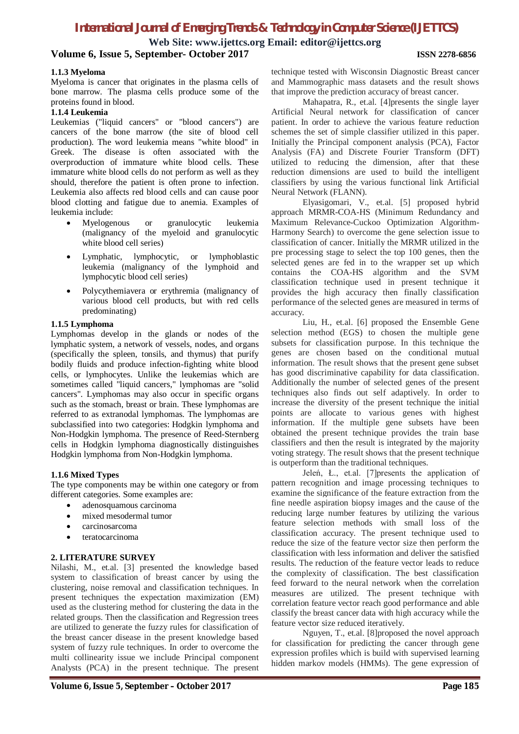### 1.1.3 Myeloma

Myeloma is cancer that originates in the plasma cells of bone marrow. The plasma cells produce some of the proteins found in blood.

### 1.1.4 Leukemia

Leukemias ("liquid cancers" or "blood cancers") are cancers of the bone marrow (the site of blood cell production). The word leukemia means "white blood" in Greek. The disease is often associated with the overproduction of immature white blood cells. These immature white blood cells do not perform as well as they should, therefore the patient is often prone to infection. Leukemia also affects red blood cells and can cause poor blood clotting and fatigue due to anemia. Examples of leukemia include:

- Myelogenous or granulocytic leukemia (malignancy of the myeloid and granulocytic white blood cell series)
- Lymphatic, lymphocytic, or lymphoblastic leukemia (malignancy of the lymphoid and lymphocytic blood cell series)
- Polycythemiavera or erythremia (malignancy of various blood cell products, but with red cells predominating)

### 1.1.5 Lymphoma

Lymphomas develop in the glands or nodes of the lymphatic system, a network of vessels, nodes, and organs (specifically the spleen, tonsils, and thymus) that purify bodily fluids and produce infection-fighting white blood cells, or lymphocytes. Unlike the leukemias which are sometimes called "liquid cancers," lymphomas are "solid cancers". Lymphomas may also occur in specific organs such as the stomach, breast or brain. These lymphomas are referred to as extranodal lymphomas. The lymphomas are subclassified into two categories: Hodgkin lymphoma and Non-Hodgkin lymphoma. The presence of Reed-Sternberg cells in Hodgkin lymphoma diagnostically distinguishes Hodgkin lymphoma from Non-Hodgkin lymphoma.

### 1.1.6 Mixed Types

The type components may be within one category or from different categories. Some examples are:

- adenosquamous carcinoma
- mixed mesodermal tumor
- carcinosarcoma
- teratocarcinoma

## 2. LITERATURE SURVEY

Nilashi, M., et.al. [3] presented the knowledge based system to classification of breast cancer by using the clustering, noise removal and classification techniques. In present techniques the expectation maximization (EM) used as the clustering method for clustering the data in the related groups. Then the classification and Regression trees are utilized to generate the fuzzy rules for classification of the breast cancer disease in the present knowledge based system of fuzzy rule techniques. In order to overcome the multi collinearity issue we include Principal component Analysts (PCA) in the present technique. The present technique tested with Wisconsin Diagnostic Breast cancer and Mammographic mass datasets and the result shows that improve the prediction accuracy of breast cancer.

Mahapatra, R., et.al. [4]presents the single layer Artificial Neural network for classification of cancer patient. In order to achieve the various feature reduction schemes the set of simple classifier utilized in this paper. Initially the Principal component analysis (PCA), Factor Analysis (FA) and Discrete Fourier Transform (DFT) utilized to reducing the dimension, after that these reduction dimensions are used to build the intelligent classifiers by using the various functional link Artificial Neural Network (FLANN).

Elyasigomari, V., et.al. [5] proposed hybrid approach MRMR-COA-HS (Minimum Redundancy and Maximum Relevance-Cuckoo Optimization Algorithm-Harmony Search) to overcome the gene selection issue to classification of cancer. Initially the MRMR utilized in the pre processing stage to select the top 100 genes, then the selected genes are fed in to the wrapper set up which contains the COA-HS algorithm and the SVM classification technique used in present technique it provides the high accuracy then finally classification performance of the selected genes are measured in terms of accuracy.

Liu, H., et.al. [6] proposed the Ensemble Gene selection method (EGS) to chosen the multiple gene subsets for classification purpose. In this technique the genes are chosen based on the conditional mutual information. The result shows that the present gene subset has good discriminative capability for data classification. Additionally the number of selected genes of the present techniques also finds out self adaptively. In order to increase the diversity of the present technique the initial points are allocate to various genes with highest information. If the multiple gene subsets have been obtained the present technique provides the train base classifiers and then the result is integrated by the majority voting strategy. The result shows that the present technique is outperform than the traditional techniques.

Jeleń, Ł., et.al. [7]presents the application of pattern recognition and image processing techniques to examine the significance of the feature extraction from the fine needle aspiration biopsy images and the cause of the reducing large number features by utilizing the various feature selection methods with small loss of the classification accuracy. The present technique used to reduce the size of the feature vector size then perform the classification with less information and deliver the satisfied results. The reduction of the feature vector leads to reduce the complexity of classification. The best classification feed forward to the neural network when the correlation measures are utilized. The present technique with correlation feature vector reach good performance and able classify the breast cancer data with high accuracy while the feature vector size reduced iteratively.

Nguyen, T., et.al. [8]proposed the novel approach for classification for predicting the cancer through gene expression profiles which is build with supervised learning hidden markov models (HMMs). The gene expression of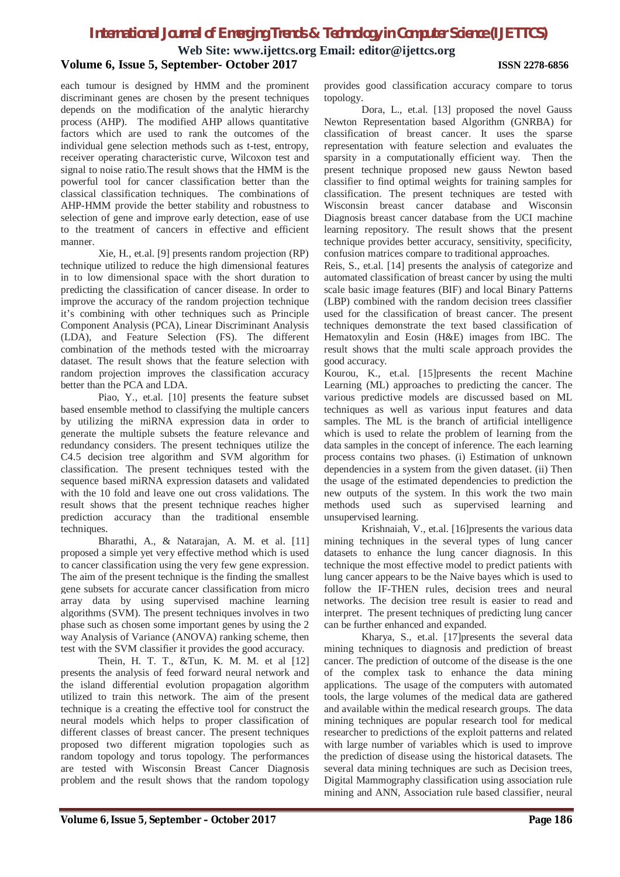each tumour is designed by HMM and the prominent discriminant genes are chosen by the present techniques depends on the modification of the analytic hierarchy process (AHP). The modified AHP allows quantitative factors which are used to rank the outcomes of the individual gene selection methods such as t-test, entropy, receiver operating characteristic curve, Wilcoxon test and signal to noise ratio.The result shows that the HMM is the powerful tool for cancer classification better than the classical classification techniques. The combinations of AHP-HMM provide the better stability and robustness to selection of gene and improve early detection, ease of use to the treatment of cancers in effective and efficient manner.

Xie, H., et.al. [9] presents random projection (RP) technique utilized to reduce the high dimensional features in to low dimensional space with the short duration to predicting the classification of cancer disease. In order to improve the accuracy of the random projection technique it's combining with other techniques such as Principle Component Analysis (PCA), Linear Discriminant Analysis (LDA), and Feature Selection (FS). The different combination of the methods tested with the microarray dataset. The result shows that the feature selection with random projection improves the classification accuracy better than the PCA and LDA.

Piao, Y., et.al. [10] presents the feature subset based ensemble method to classifying the multiple cancers by utilizing the miRNA expression data in order to generate the multiple subsets the feature relevance and redundancy considers. The present techniques utilize the C4.5 decision tree algorithm and SVM algorithm for classification. The present techniques tested with the sequence based miRNA expression datasets and validated with the 10 fold and leave one out cross validations. The result shows that the present technique reaches higher prediction accuracy than the traditional ensemble techniques.

Bharathi, A., & Natarajan, A. M. et al. [11] proposed a simple yet very effective method which is used to cancer classification using the very few gene expression. The aim of the present technique is the finding the smallest gene subsets for accurate cancer classification from micro array data by using supervised machine learning algorithms (SVM). The present techniques involves in two phase such as chosen some important genes by using the 2 way Analysis of Variance (ANOVA) ranking scheme, then test with the SVM classifier it provides the good accuracy.

Thein, H. T. T., &Tun, K. M. M. et al [12] presents the analysis of feed forward neural network and the island differential evolution propagation algorithm utilized to train this network. The aim of the present technique is a creating the effective tool for construct the neural models which helps to proper classification of different classes of breast cancer. The present techniques proposed two different migration topologies such as random topology and torus topology. The performances are tested with Wisconsin Breast Cancer Diagnosis problem and the result shows that the random topology provides good classification accuracy compare to torus topology.

Dora, L., et.al. [13] proposed the novel Gauss Newton Representation based Algorithm (GNRBA) for classification of breast cancer. It uses the sparse representation with feature selection and evaluates the sparsity in a computationally efficient way. Then the present technique proposed new gauss Newton based classifier to find optimal weights for training samples for classification. The present techniques are tested with Wisconsin breast cancer database and Wisconsin Diagnosis breast cancer database from the UCI machine learning repository. The result shows that the present technique provides better accuracy, sensitivity, specificity, confusion matrices compare to traditional approaches.

Reis, S., et.al. [14] presents the analysis of categorize and automated classification of breast cancer by using the multi scale basic image features (BIF) and local Binary Patterns (LBP) combined with the random decision trees classifier used for the classification of breast cancer. The present techniques demonstrate the text based classification of Hematoxylin and Eosin (H&E) images from IBC. The result shows that the multi scale approach provides the good accuracy.

Kourou, K., et.al. [15]presents the recent Machine Learning (ML) approaches to predicting the cancer. The various predictive models are discussed based on ML techniques as well as various input features and data samples. The ML is the branch of artificial intelligence which is used to relate the problem of learning from the data samples in the concept of inference. The each learning process contains two phases. (i) Estimation of unknown dependencies in a system from the given dataset. (ii) Then the usage of the estimated dependencies to prediction the new outputs of the system. In this work the two main methods used such as supervised learning and unsupervised learning.

Krishnaiah, V., et.al. [16]presents the various data mining techniques in the several types of lung cancer datasets to enhance the lung cancer diagnosis. In this technique the most effective model to predict patients with lung cancer appears to be the Naive bayes which is used to follow the IF-THEN rules, decision trees and neural networks. The decision tree result is easier to read and interpret. The present techniques of predicting lung cancer can be further enhanced and expanded.

Kharya, S., et.al. [17]presents the several data mining techniques to diagnosis and prediction of breast cancer. The prediction of outcome of the disease is the one of the complex task to enhance the data mining applications. The usage of the computers with automated tools, the large volumes of the medical data are gathered and available within the medical research groups. The data mining techniques are popular research tool for medical researcher to predictions of the exploit patterns and related with large number of variables which is used to improve the prediction of disease using the historical datasets. The several data mining techniques are such as Decision trees, Digital Mammography classification using association rule mining and ANN, Association rule based classifier, neural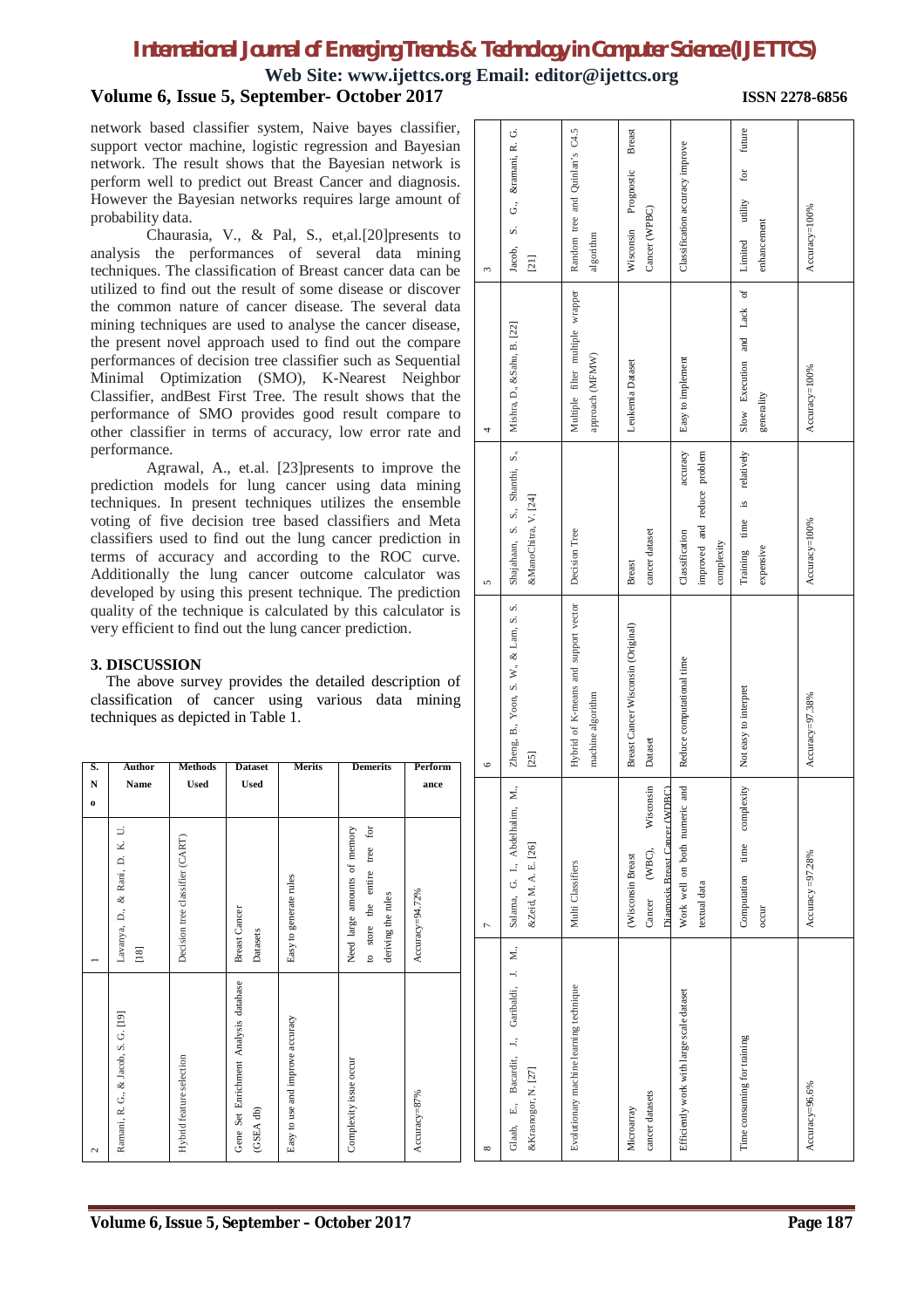network based classifier system, Naive bayes classifier, support vector machine, logistic regression and Bayesian network. The result shows that the Bayesian network is perform well to predict out Breast Cancer and diagnosis. However the Bayesian networks requires large amount of probability data.

Chaurasia, V., & Pal, S., et,al.[20]presents to analysis the performances of several data mining techniques. The classification of Breast cancer data can be utilized to find out the result of some disease or discover the common nature of cancer disease. The several data mining techniques are used to analyse the cancer disease, the present novel approach used to find out the compare performances of decision tree classifier such as Sequential Minimal Optimization (SMO), K-Nearest Neighbor Classifier, andBest First Tree. The result shows that the performance of SMO provides good result compare to other classifier in terms of accuracy, low error rate and performance.

Agrawal, A., et.al. [23]presents to improve the prediction models for lung cancer using data mining techniques. In present techniques utilizes the ensemble voting of five decision tree based classifiers and Meta classifiers used to find out the lung cancer prediction in terms of accuracy and according to the ROC curve. Additionally the lung cancer outcome calculator was developed by using this present technique. The prediction quality of the technique is calculated by this calculator is very efficient to find out the lung cancer prediction.

### 3. DISCUSSION

The above survey provides the detailed description of classification of cancer using various data mining techniques as depicted in Table 1.

| S. No | Author Name | Methods Used | Dataset Used | Merits | Demerits | Performance |
|---|---|---|---|---|---|---|
| 1 | Lavanya, D., & Rani, D. K. U. [18] | Decision tree classifier (CART) | Breast Cancer Datasets | Easy to generate rules | Need large amounts of memory to store the entire tree for deriving the rules | Accuracy=94.72% |
| 2 | Ramani, R. G., & Jacob, S. G. [19] | Hybrid feature selection | Gene Set Enrichment Analysis database (GSEA db) | Easy to use and improve accuracy | Complexity issue occur | Accuracy=87% |
| 3 | Jacob, S. G., &ramani, R. G. [21] | Random tree and Quinlan's C4.5 algorithm | Wisconsin Prognostic Breast Cancer (WPBC) | Classification accuracy improve | Limited utility for future enhancement | Accuracy=100% |
| 4 | Mishra, D., &Sahu, B. [22] | Multiple filter multiple wrapper approach (MFMW) | Leukemia Dataset | Easy to implement | Slow Execution and Lack of generality | Accuracy=100% |
| 5 | Shajahaan, S. S., Shanthi, S., &ManoChitra, V. [24] | Decision Tree | Breast cancer dataset | Classification accuracy improved and reduce problem complexity | Training time is relatively expensive | Accuracy=100% |
| 6 | Zheng, B., Yoon, S. W., & Lam, S. S. [25] | Hybrid of K-means and support vector machine algorithm | Breast Cancer Wisconsin (Original) Dataset | Reduce computational time | Not easy to interpret | Accuracy=97.38% |
| 7 | Salama, G. I., Abdelhalim, M., &Zeid, M. A. E. [26] | Multi Classifiers | (Wisconsin Breast Cancer (WBC), Wisconsin Diagnosis Breast Cancer (WDBC) | Work well on both numeric and textual data | Computation time complexity occur | Accuracy=97.28% |
| 8 | Glaab, E., Bacardit, J., Garibaldi, J. M., &Krasnogor, N. [27] | Evolutionary machine learning technique | Microarray cancer datasets | Efficiently work with large scale dataset | Time consuming for training | Accuracy=96.6% |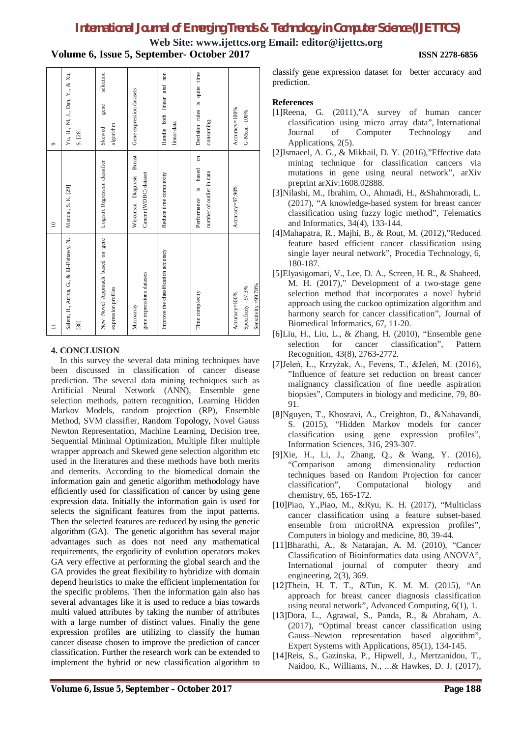| 9 | Yu, H., Ni, J., Dan, Y., & Xu, S. [28] | Skewed gene selection algorithm | Gene expression datasets | Handle both linear and non linear data | Decision rules is quite time consuming. | Accuracy=100% G-Mean=100% |
|---|---|---|---|---|---|---|
| 10 | Mandal, S. K. [29] | Logistic Regression classifier | Wisconsin Diagnosis Breast Cancer (WDBC) dataset | Reduce time complexity | Performance is based on number of outlier in data | Accuracy=97.90% |
| 11 | Salem, H., Attiya, G., & El-Fishawy, N. [30] | New Novel Approach based on gene expression profiles | Microarray gene expressions datasets | Improve the classification accuracy | Time complexity | Accuracy=100% Specificity =97.3% Sensitivity =99.78% |

## 4. CONCLUSION

In this survey the several data mining techniques have been discussed in classification of cancer disease prediction. The several data mining techniques such as Artificial Neural Network (ANN), Ensemble gene selection methods, pattern recognition, Learning Hidden Markov Models, random projection (RP), Ensemble Method, SVM classifier, Random Topology, Novel Gauss Newton Representation, Machine Learning, Decision tree, Sequential Minimal Optimization, Multiple filter multiple wrapper approach and Skewed gene selection algorithm etc used in the literatures and these methods have both merits and demerits. According to the biomedical domain the information gain and genetic algorithm methodology have efficiently used for classification of cancer by using gene expression data. Initially the information gain is used for selects the significant features from the input patterns. Then the selected features are reduced by using the genetic algorithm (GA). The genetic algorithm has several major advantages such as does not need any mathematical requirements, the ergodicity of evolution operators makes GA very effective at performing the global search and the GA provides the great flexibility to hybridize with domain depend heuristics to make the efficient implementation for the specific problems. Then the information gain also has several advantages like it is used to reduce a bias towards multi valued attributes by taking the number of attributes with a large number of distinct values. Finally the gene expression profiles are utilizing to classify the human cancer disease chosen to improve the prediction of cancer classification. Further the research work can be extended to implement the hybrid or new classification algorithm to classify gene expression dataset for better accuracy and prediction.

## References

[1]Reena, G. (2011),"A survey of human cancer classification using micro array data", International Journal of Computer Technology and Applications, 2(5).

[2]Ismaeel, A. G., & Mikhail, D. Y. (2016),"Effective data mining technique for classification cancers via mutations in gene using neural network", arXiv preprint arXiv:1608.02888.

[3]Nilashi, M., Ibrahim, O., Ahmadi, H., &Shahmoradi, L. (2017), "A knowledge-based system for breast cancer classification using fuzzy logic method", Telematics and Informatics, 34(4), 133-144.

[4]Mahapatra, R., Majhi, B., & Rout, M. (2012),"Reduced feature based efficient cancer classification using single layer neural network", Procedia Technology, 6, 180-187.

[5]Elyasigomari, V., Lee, D. A., Screen, H. R., & Shaheed, M. H. (2017)," Development of a two-stage gene selection method that incorporates a novel hybrid approach using the cuckoo optimization algorithm and harmony search for cancer classification", Journal of Biomedical Informatics, 67, 11-20.

[6]Liu, H., Liu, L., & Zhang, H. (2010), "Ensemble gene selection for cancer classification", Pattern Recognition, 43(8), 2763-2772.

[7]Jeleń, Ł., Krzyżak, A., Fevens, T., &Jeleń, M. (2016), "Influence of feature set reduction on breast cancer malignancy classification of fine needle aspiration biopsies", Computers in biology and medicine, 79, 80-91.

[8]Nguyen, T., Khosravi, A., Creighton, D., &Nahavandi, S. (2015), "Hidden Markov models for cancer classification using gene expression profiles", Information Sciences, 316, 293-307.

[9]Xie, H., Li, J., Zhang, Q., & Wang, Y. (2016), "Comparison among dimensionality reduction techniques based on Random Projection for cancer classification", Computational biology and chemistry, 65, 165-172.

[10]Piao, Y.,Piao, M., &Ryu, K. H. (2017), "Multiclass cancer classification using a feature subset-based ensemble from microRNA expression profiles", Computers in biology and medicine, 80, 39-44.

[11]Bharathi, A., & Natarajan, A. M. (2010), "Cancer Classification of Bioinformatics data using ANOVA", International journal of computer theory and engineering, 2(3), 369.

[12]Thein, H. T. T., &Tun, K. M. M. (2015), "An approach for breast cancer diagnosis classification using neural network", Advanced Computing, 6(1), 1.

[13]Dora, L., Agrawal, S., Panda, R., & Abraham, A. (2017), "Optimal breast cancer classification using Gauss–Newton representation based algorithm", Expert Systems with Applications, 85(1), 134-145.

[14]Reis, S., Gazinska, P., Hipwell, J., Mertzanidou, T., Naidoo, K., Williams, N., ...& Hawkes, D. J. (2017),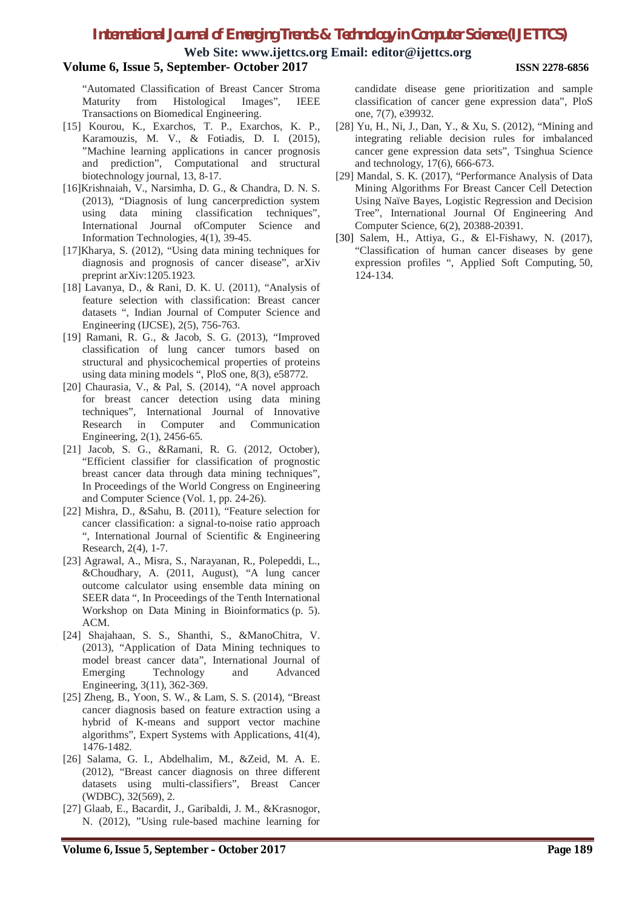"Automated Classification of Breast Cancer Stroma Maturity from Histological Images", IEEE Transactions on Biomedical Engineering.

[15] Kourou, K., Exarchos, T. P., Exarchos, K. P., Karamouzis, M. V., & Fotiadis, D. I. (2015), "Machine learning applications in cancer prognosis and prediction", Computational and structural biotechnology journal, 13, 8-17.

[16]Krishnaiah, V., Narsimha, D. G., & Chandra, D. N. S. (2013), "Diagnosis of lung cancerprediction system using data mining classification techniques", International Journal ofComputer Science and Information Technologies, 4(1), 39-45.

[17]Kharya, S. (2012), "Using data mining techniques for diagnosis and prognosis of cancer disease", arXiv preprint arXiv:1205.1923.

[18] Lavanya, D., & Rani, D. K. U. (2011), "Analysis of feature selection with classification: Breast cancer datasets ", Indian Journal of Computer Science and Engineering (IJCSE), 2(5), 756-763.

[19] Ramani, R. G., & Jacob, S. G. (2013), "Improved classification of lung cancer tumors based on structural and physicochemical properties of proteins using data mining models ", PloS one, 8(3), e58772.

[20] Chaurasia, V., & Pal, S. (2014), "A novel approach for breast cancer detection using data mining techniques", International Journal of Innovative Research in Computer and Communication Engineering, 2(1), 2456-65.

[21] Jacob, S. G., &Ramani, R. G. (2012, October), "Efficient classifier for classification of prognostic breast cancer data through data mining techniques", In Proceedings of the World Congress on Engineering and Computer Science (Vol. 1, pp. 24-26).

[22] Mishra, D., &Sahu, B. (2011), "Feature selection for cancer classification: a signal-to-noise ratio approach ", International Journal of Scientific & Engineering Research, 2(4), 1-7.

[23] Agrawal, A., Misra, S., Narayanan, R., Polepeddi, L., &Choudhary, A. (2011, August), "A lung cancer outcome calculator using ensemble data mining on SEER data ", In Proceedings of the Tenth International Workshop on Data Mining in Bioinformatics (p. 5). ACM.

[24] Shajahaan, S. S., Shanthi, S., &ManoChitra, V. (2013), "Application of Data Mining techniques to model breast cancer data", International Journal of Emerging Technology and Advanced Engineering, 3(11), 362-369.

[25] Zheng, B., Yoon, S. W., & Lam, S. S. (2014), "Breast cancer diagnosis based on feature extraction using a hybrid of K-means and support vector machine algorithms", Expert Systems with Applications, 41(4), 1476-1482.

[26] Salama, G. I., Abdelhalim, M., &Zeid, M. A. E. (2012), "Breast cancer diagnosis on three different datasets using multi-classifiers", Breast Cancer (WDBC), 32(569), 2.

[27] Glaab, E., Bacardit, J., Garibaldi, J. M., &Krasnogor, N. (2012), "Using rule-based machine learning for candidate disease gene prioritization and sample classification of cancer gene expression data", PloS one, 7(7), e39932.

[28] Yu, H., Ni, J., Dan, Y., & Xu, S. (2012), "Mining and integrating reliable decision rules for imbalanced cancer gene expression data sets", Tsinghua Science and technology, 17(6), 666-673.

[29] Mandal, S. K. (2017), "Performance Analysis of Data Mining Algorithms For Breast Cancer Cell Detection Using Naïve Bayes, Logistic Regression and Decision Tree", International Journal Of Engineering And Computer Science, 6(2), 20388-20391.

[30] Salem, H., Attiya, G., & El-Fishawy, N. (2017), "Classification of human cancer diseases by gene expression profiles ", Applied Soft Computing, 50, 124-134.